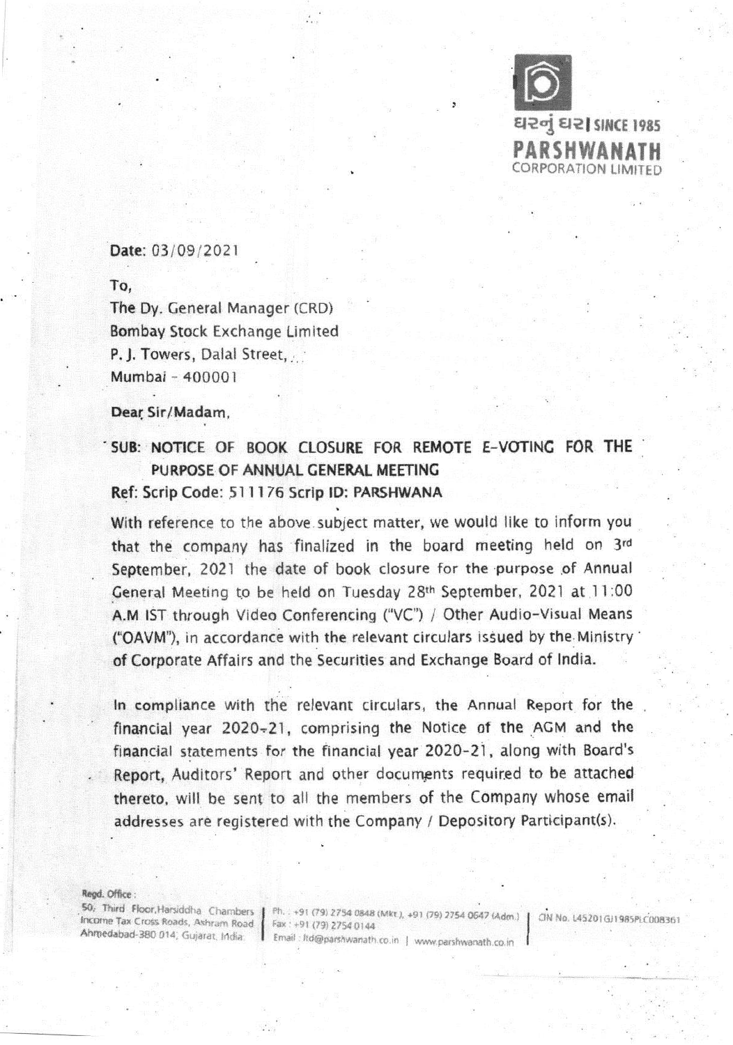ઘરનું ઘર | SINCE 1985
**PARSHWANATH**
CORPORATION LIMITED

**Date:** 03/09/2021

To,
The Dy. General Manager (CRD)
Bombay Stock Exchange Limited
P. J. Towers, Dalal Street,
Mumbai - 400001

**Dear Sir/Madam,**

**SUB: NOTICE OF BOOK CLOSURE FOR REMOTE E-VOTING FOR THE PURPOSE OF ANNUAL GENERAL MEETING**

**Ref: Scrip Code: 511176 Scrip ID: PARSHWANA**

With reference to the above subject matter, we would like to inform you that the company has finalized in the board meeting held on 3rd September, 2021 the date of book closure for the purpose of Annual General Meeting to be held on Tuesday 28th September, 2021 at 11:00 A.M IST through Video Conferencing ("VC") / Other Audio-Visual Means ("OAVM"), in accordance with the relevant circulars issued by the Ministry of Corporate Affairs and the Securities and Exchange Board of India.

In compliance with the relevant circulars, the Annual Report for the financial year 2020-21, comprising the Notice of the AGM and the financial statements for the financial year 2020-21, along with Board's Report, Auditors' Report and other documents required to be attached thereto, will be sent to all the members of the Company whose email addresses are registered with the Company / Depository Participant(s).

**Regd. Office:**
50, Third Floor, Harsiddha Chambers, Income Tax Cross Roads, Ashram Road, Ahmedabad-380 014, Gujarat, India.
Ph.: +91 (79) 2754 0848 (Mkt.), +91 (79) 2754 0647 (Adm.) Fax: +91 (79) 2754 0144
Email: ltd@parshwanath.co.in | www.parshwanath.co.in
CIN No. L45201GJ1985PLC008361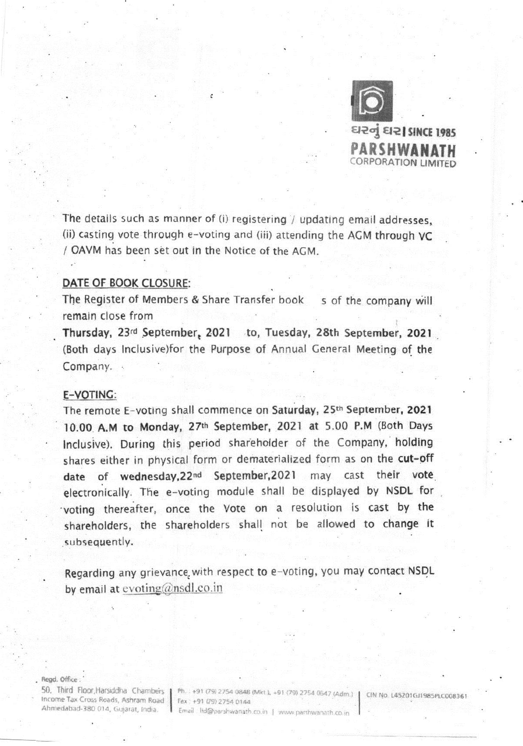The details such as manner of (i) registering / updating email addresses, (ii) casting vote through e-voting and (iii) attending the AGM through VC / OAVM has been set out in the Notice of the AGM.

**DATE OF BOOK CLOSURE:**

The Register of Members & Share Transfer book s of the company will remain close from **Thursday, 23rd September, 2021 to, Tuesday, 28th September, 2021** (Both days Inclusive)for the Purpose of Annual General Meeting of the Company.

**E-VOTING:**

The remote E-voting shall commence on **Saturday, 25th September, 2021 10.00 A.M to Monday, 27th September, 2021 at 5.00 P.M** (Both Days Inclusive). During this period shareholder of the Company, holding shares either in physical form or dematerialized form as on the **cut-off date of wednesday,22nd September,2021** may cast their vote electronically. The e-voting module shall be displayed by **NSDL** for voting thereafter, once the Vote on a resolution is cast by the shareholders, the shareholders shall not be allowed to change it subsequently.

Regarding any grievance with respect to e-voting, you may contact NSDL by email at evoting@nsdl.co.in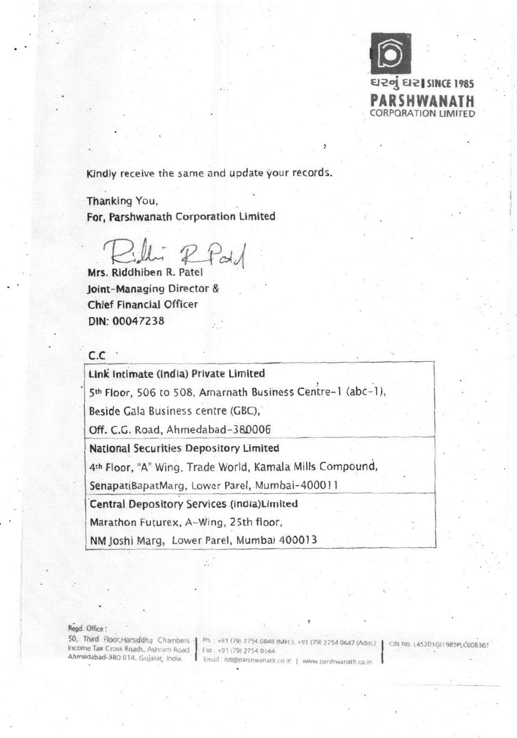ઘરનું ઘર | SINCE 1985
**PARSHWANATH**
CORPORATION LIMITED

Kindly receive the same and update your records.

Thanking You,
**For, Parshwanath Corporation Limited**

**Mrs. Riddhiben R. Patel**
**Joint-Managing Director &**
**Chief Financial Officer**
**DIN: 00047238**

C.C

| |
|---|
| **Link Intimate (India) Private Limited**<br>5th Floor, 506 to 508, Amarnath Business Centre-1 (abc-1),<br>Beside Gala Business centre (GBC),<br>Off. C.G. Road, Ahmedabad-380006 |
| **National Securities Depository Limited**<br>4th Floor, "A" Wing, Trade World, Kamala Mills Compound,<br>SenapatiBapatMarg, Lower Parel, Mumbai-400011 |
| **Central Depository Services (India)Limited**<br>Marathon Futurex, A-Wing, 25th floor,<br>NM Joshi Marg, Lower Parel, Mumbai 400013 |

Regd. Office:
50, Third Floor,Harsiddha Chambers Income Tax Cross Roads, Ashram Road Ahmedabad-380 014, Gujarat, India | Ph.: +91 (79) 2754 0848 (Mkt.), +91 (79) 2754 0647 (Adm.) Fax: +91 (79) 2754 0144 Email: ltd@parshwanath.co.in | www.parshwanath.co.in | CIN No. L45201GJ1985PLC008361